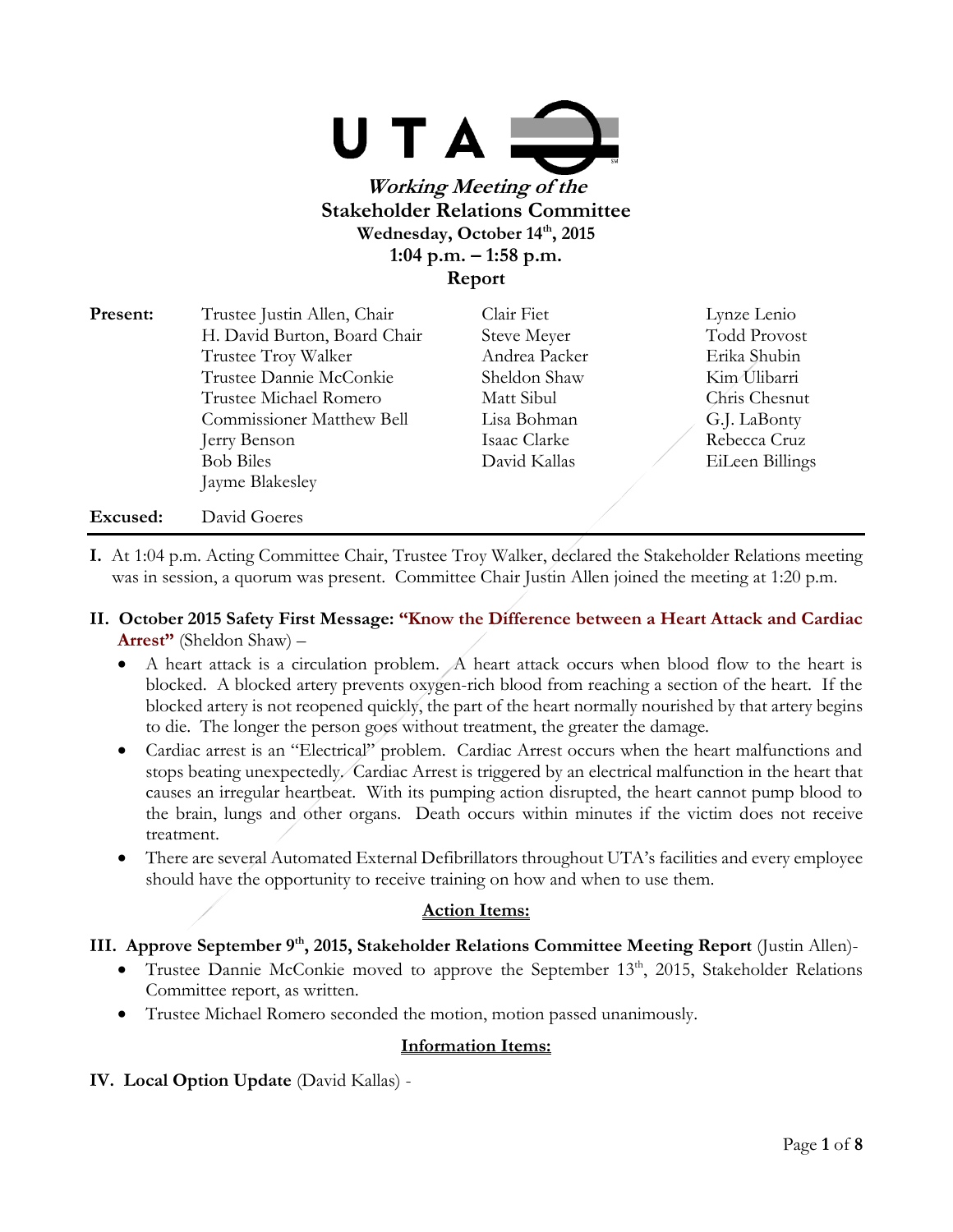UTA

# *Working Meeting of the*
# Stakeholder Relations Committee

**Wednesday, October 14th, 2015**
**1:04 p.m. – 1:58 p.m.**
**Report**

| **Present:** | Trustee Justin Allen, Chair | Clair Fiet | Lynze Lenio |
|---|---|---|---|
| | H. David Burton, Board Chair | Steve Meyer | Todd Provost |
| | Trustee Troy Walker | Andrea Packer | Erika Shubin |
| | Trustee Dannie McConkie | Sheldon Shaw | Kim Ulibarri |
| | Trustee Michael Romero | Matt Sibul | Chris Chesnut |
| | Commissioner Matthew Bell | Lisa Bohman | G.J. LaBonty |
| | Jerry Benson | Isaac Clarke | Rebecca Cruz |
| | Bob Biles | David Kallas | EiLeen Billings |
| | Jayme Blakesley | | |

**Excused:** David Goeres

**I.** At 1:04 p.m. Acting Committee Chair, Trustee Troy Walker, declared the Stakeholder Relations meeting was in session, a quorum was present. Committee Chair Justin Allen joined the meeting at 1:20 p.m.

**II. October 2015 Safety First Message: "Know the Difference between a Heart Attack and Cardiac Arrest"** (Sheldon Shaw) –

- A heart attack is a circulation problem. A heart attack occurs when blood flow to the heart is blocked. A blocked artery prevents oxygen-rich blood from reaching a section of the heart. If the blocked artery is not reopened quickly, the part of the heart normally nourished by that artery begins to die. The longer the person goes without treatment, the greater the damage.
- Cardiac arrest is an "Electrical" problem. Cardiac Arrest occurs when the heart malfunctions and stops beating unexpectedly. Cardiac Arrest is triggered by an electrical malfunction in the heart that causes an irregular heartbeat. With its pumping action disrupted, the heart cannot pump blood to the brain, lungs and other organs. Death occurs within minutes if the victim does not receive treatment.
- There are several Automated External Defibrillators throughout UTA's facilities and every employee should have the opportunity to receive training on how and when to use them.

**Action Items:**

**III. Approve September 9th, 2015, Stakeholder Relations Committee Meeting Report** (Justin Allen)-

- Trustee Dannie McConkie moved to approve the September 13th, 2015, Stakeholder Relations Committee report, as written.
- Trustee Michael Romero seconded the motion, motion passed unanimously.

**Information Items:**

**IV. Local Option Update** (David Kallas) -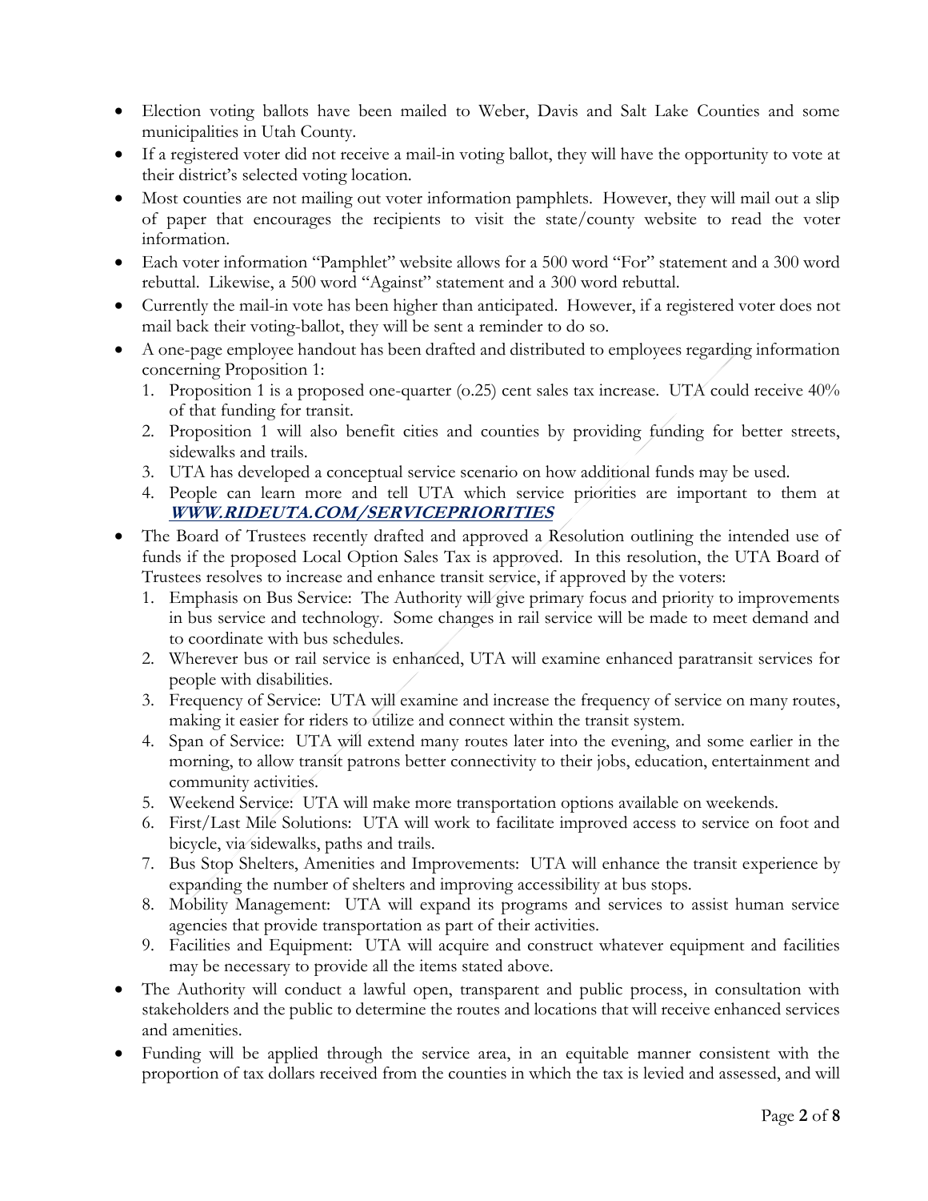- Election voting ballots have been mailed to Weber, Davis and Salt Lake Counties and some municipalities in Utah County.
- If a registered voter did not receive a mail-in voting ballot, they will have the opportunity to vote at their district's selected voting location.
- Most counties are not mailing out voter information pamphlets. However, they will mail out a slip of paper that encourages the recipients to visit the state/county website to read the voter information.
- Each voter information "Pamphlet" website allows for a 500 word "For" statement and a 300 word rebuttal. Likewise, a 500 word "Against" statement and a 300 word rebuttal.
- Currently the mail-in vote has been higher than anticipated. However, if a registered voter does not mail back their voting-ballot, they will be sent a reminder to do so.
- A one-page employee handout has been drafted and distributed to employees regarding information concerning Proposition 1:
  1. Proposition 1 is a proposed one-quarter (0.25) cent sales tax increase. UTA could receive 40% of that funding for transit.
  2. Proposition 1 will also benefit cities and counties by providing funding for better streets, sidewalks and trails.
  3. UTA has developed a conceptual service scenario on how additional funds may be used.
  4. People can learn more and tell UTA which service priorities are important to them at ***WWW.RIDEUTA.COM/SERVICEPRIORITIES***
- The Board of Trustees recently drafted and approved a Resolution outlining the intended use of funds if the proposed Local Option Sales Tax is approved. In this resolution, the UTA Board of Trustees resolves to increase and enhance transit service, if approved by the voters:
  1. Emphasis on Bus Service: The Authority will give primary focus and priority to improvements in bus service and technology. Some changes in rail service will be made to meet demand and to coordinate with bus schedules.
  2. Wherever bus or rail service is enhanced, UTA will examine enhanced paratransit services for people with disabilities.
  3. Frequency of Service: UTA will examine and increase the frequency of service on many routes, making it easier for riders to utilize and connect within the transit system.
  4. Span of Service: UTA will extend many routes later into the evening, and some earlier in the morning, to allow transit patrons better connectivity to their jobs, education, entertainment and community activities.
  5. Weekend Service: UTA will make more transportation options available on weekends.
  6. First/Last Mile Solutions: UTA will work to facilitate improved access to service on foot and bicycle, via sidewalks, paths and trails.
  7. Bus Stop Shelters, Amenities and Improvements: UTA will enhance the transit experience by expanding the number of shelters and improving accessibility at bus stops.
  8. Mobility Management: UTA will expand its programs and services to assist human service agencies that provide transportation as part of their activities.
  9. Facilities and Equipment: UTA will acquire and construct whatever equipment and facilities may be necessary to provide all the items stated above.
- The Authority will conduct a lawful open, transparent and public process, in consultation with stakeholders and the public to determine the routes and locations that will receive enhanced services and amenities.
- Funding will be applied through the service area, in an equitable manner consistent with the proportion of tax dollars received from the counties in which the tax is levied and assessed, and will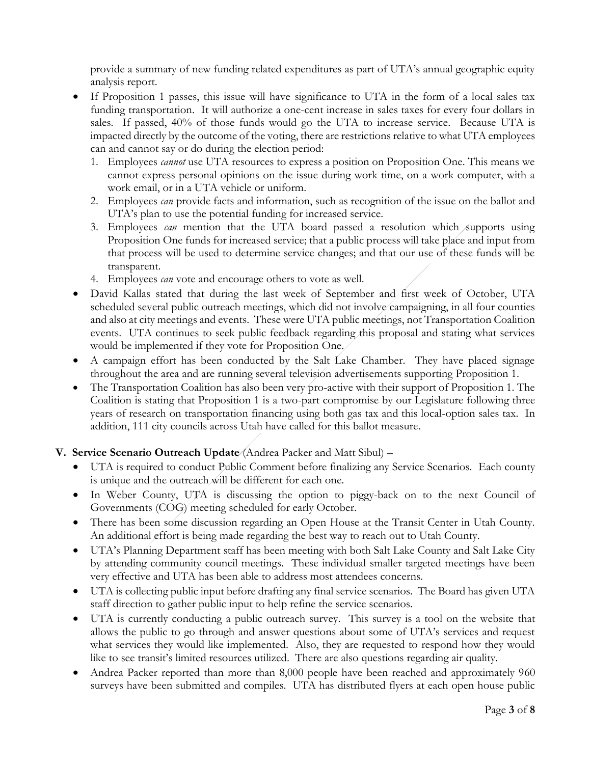provide a summary of new funding related expenditures as part of UTA's annual geographic equity analysis report.

- If Proposition 1 passes, this issue will have significance to UTA in the form of a local sales tax funding transportation. It will authorize a one-cent increase in sales taxes for every four dollars in sales. If passed, 40% of those funds would go the UTA to increase service. Because UTA is impacted directly by the outcome of the voting, there are restrictions relative to what UTA employees can and cannot say or do during the election period:
  1. Employees *cannot* use UTA resources to express a position on Proposition One. This means we cannot express personal opinions on the issue during work time, on a work computer, with a work email, or in a UTA vehicle or uniform.
  2. Employees *can* provide facts and information, such as recognition of the issue on the ballot and UTA's plan to use the potential funding for increased service.
  3. Employees *can* mention that the UTA board passed a resolution which supports using Proposition One funds for increased service; that a public process will take place and input from that process will be used to determine service changes; and that our use of these funds will be transparent.
  4. Employees *can* vote and encourage others to vote as well.
- David Kallas stated that during the last week of September and first week of October, UTA scheduled several public outreach meetings, which did not involve campaigning, in all four counties and also at city meetings and events. These were UTA public meetings, not Transportation Coalition events. UTA continues to seek public feedback regarding this proposal and stating what services would be implemented if they vote for Proposition One.
- A campaign effort has been conducted by the Salt Lake Chamber. They have placed signage throughout the area and are running several television advertisements supporting Proposition 1.
- The Transportation Coalition has also been very pro-active with their support of Proposition 1. The Coalition is stating that Proposition 1 is a two-part compromise by our Legislature following three years of research on transportation financing using both gas tax and this local-option sales tax. In addition, 111 city councils across Utah have called for this ballot measure.

**V. Service Scenario Outreach Update** (Andrea Packer and Matt Sibul) –

- UTA is required to conduct Public Comment before finalizing any Service Scenarios. Each county is unique and the outreach will be different for each one.
- In Weber County, UTA is discussing the option to piggy-back on to the next Council of Governments (COG) meeting scheduled for early October.
- There has been some discussion regarding an Open House at the Transit Center in Utah County. An additional effort is being made regarding the best way to reach out to Utah County.
- UTA's Planning Department staff has been meeting with both Salt Lake County and Salt Lake City by attending community council meetings. These individual smaller targeted meetings have been very effective and UTA has been able to address most attendees concerns.
- UTA is collecting public input before drafting any final service scenarios. The Board has given UTA staff direction to gather public input to help refine the service scenarios.
- UTA is currently conducting a public outreach survey. This survey is a tool on the website that allows the public to go through and answer questions about some of UTA's services and request what services they would like implemented. Also, they are requested to respond how they would like to see transit's limited resources utilized. There are also questions regarding air quality.
- Andrea Packer reported than more than 8,000 people have been reached and approximately 960 surveys have been submitted and compiles. UTA has distributed flyers at each open house public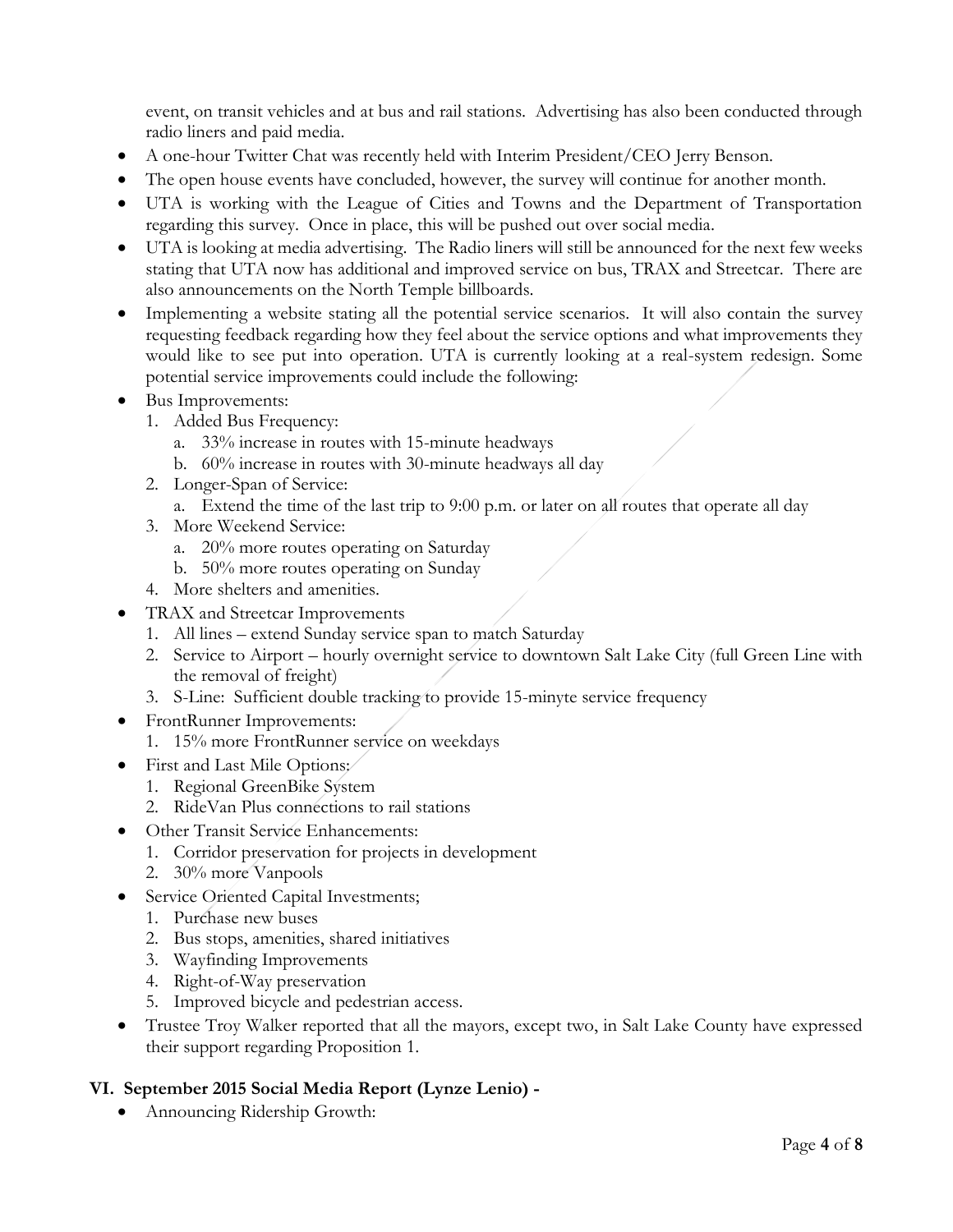event, on transit vehicles and at bus and rail stations. Advertising has also been conducted through radio liners and paid media.

- A one-hour Twitter Chat was recently held with Interim President/CEO Jerry Benson.
- The open house events have concluded, however, the survey will continue for another month.
- UTA is working with the League of Cities and Towns and the Department of Transportation regarding this survey. Once in place, this will be pushed out over social media.
- UTA is looking at media advertising. The Radio liners will still be announced for the next few weeks stating that UTA now has additional and improved service on bus, TRAX and Streetcar. There are also announcements on the North Temple billboards.
- Implementing a website stating all the potential service scenarios. It will also contain the survey requesting feedback regarding how they feel about the service options and what improvements they would like to see put into operation. UTA is currently looking at a real-system redesign. Some potential service improvements could include the following:
- Bus Improvements:
    1. Added Bus Frequency:
        a. 33% increase in routes with 15-minute headways
        b. 60% increase in routes with 30-minute headways all day
    2. Longer-Span of Service:
        a. Extend the time of the last trip to 9:00 p.m. or later on all routes that operate all day
    3. More Weekend Service:
        a. 20% more routes operating on Saturday
        b. 50% more routes operating on Sunday
    4. More shelters and amenities.
- TRAX and Streetcar Improvements
    1. All lines – extend Sunday service span to match Saturday
    2. Service to Airport – hourly overnight service to downtown Salt Lake City (full Green Line with the removal of freight)
    3. S-Line: Sufficient double tracking to provide 15-minyte service frequency
- FrontRunner Improvements:
    1. 15% more FrontRunner service on weekdays
- First and Last Mile Options:
    1. Regional GreenBike System
    2. RideVan Plus connections to rail stations
- Other Transit Service Enhancements:
    1. Corridor preservation for projects in development
    2. 30% more Vanpools
- Service Oriented Capital Investments;
    1. Purchase new buses
    2. Bus stops, amenities, shared initiatives
    3. Wayfinding Improvements
    4. Right-of-Way preservation
    5. Improved bicycle and pedestrian access.
- Trustee Troy Walker reported that all the mayors, except two, in Salt Lake County have expressed their support regarding Proposition 1.

## VI. September 2015 Social Media Report (Lynze Lenio) -

- Announcing Ridership Growth: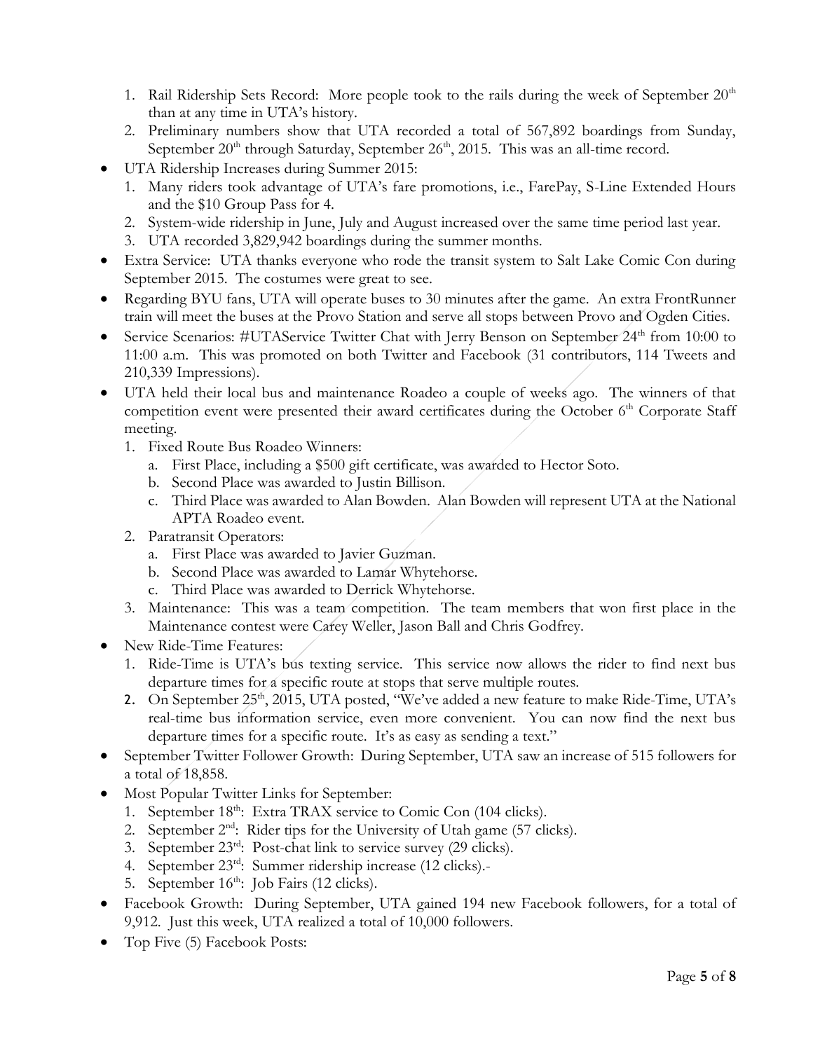1. Rail Ridership Sets Record: More people took to the rails during the week of September 20th than at any time in UTA's history.
2. Preliminary numbers show that UTA recorded a total of 567,892 boardings from Sunday, September 20th through Saturday, September 26th, 2015. This was an all-time record.

- UTA Ridership Increases during Summer 2015:
  1. Many riders took advantage of UTA's fare promotions, i.e., FarePay, S-Line Extended Hours and the $10 Group Pass for 4.
  2. System-wide ridership in June, July and August increased over the same time period last year.
  3. UTA recorded 3,829,942 boardings during the summer months.
- Extra Service: UTA thanks everyone who rode the transit system to Salt Lake Comic Con during September 2015. The costumes were great to see.
- Regarding BYU fans, UTA will operate buses to 30 minutes after the game. An extra FrontRunner train will meet the buses at the Provo Station and serve all stops between Provo and Ogden Cities.
- Service Scenarios: #UTAService Twitter Chat with Jerry Benson on September 24th from 10:00 to 11:00 a.m. This was promoted on both Twitter and Facebook (31 contributors, 114 Tweets and 210,339 Impressions).
- UTA held their local bus and maintenance Roadeo a couple of weeks ago. The winners of that competition event were presented their award certificates during the October 6th Corporate Staff meeting.
  1. Fixed Route Bus Roadeo Winners:
     a. First Place, including a $500 gift certificate, was awarded to Hector Soto.
     b. Second Place was awarded to Justin Billison.
     c. Third Place was awarded to Alan Bowden. Alan Bowden will represent UTA at the National APTA Roadeo event.
  2. Paratransit Operators:
     a. First Place was awarded to Javier Guzman.
     b. Second Place was awarded to Lamar Whytehorse.
     c. Third Place was awarded to Derrick Whytehorse.
  3. Maintenance: This was a team competition. The team members that won first place in the Maintenance contest were Carey Weller, Jason Ball and Chris Godfrey.
- New Ride-Time Features:
  1. Ride-Time is UTA's bus texting service. This service now allows the rider to find next bus departure times for a specific route at stops that serve multiple routes.
  2. On September 25th, 2015, UTA posted, "We've added a new feature to make Ride-Time, UTA's real-time bus information service, even more convenient. You can now find the next bus departure times for a specific route. It's as easy as sending a text."
- September Twitter Follower Growth: During September, UTA saw an increase of 515 followers for a total of 18,858.
- Most Popular Twitter Links for September:
  1. September 18th: Extra TRAX service to Comic Con (104 clicks).
  2. September 2nd: Rider tips for the University of Utah game (57 clicks).
  3. September 23rd: Post-chat link to service survey (29 clicks).
  4. September 23rd: Summer ridership increase (12 clicks).-
  5. September 16th: Job Fairs (12 clicks).
- Facebook Growth: During September, UTA gained 194 new Facebook followers, for a total of 9,912. Just this week, UTA realized a total of 10,000 followers.
- Top Five (5) Facebook Posts: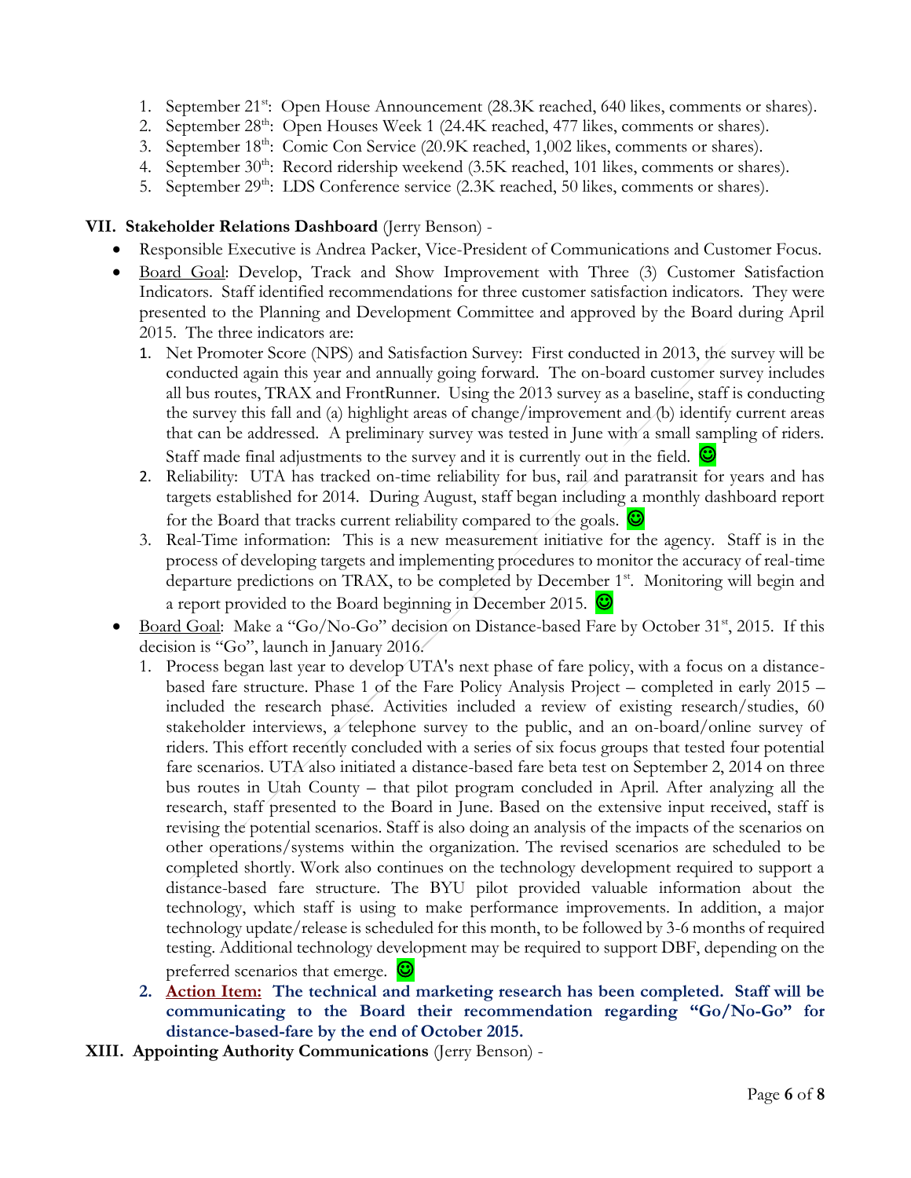1. September 21st: Open House Announcement (28.3K reached, 640 likes, comments or shares).
2. September 28th: Open Houses Week 1 (24.4K reached, 477 likes, comments or shares).
3. September 18th: Comic Con Service (20.9K reached, 1,002 likes, comments or shares).
4. September 30th: Record ridership weekend (3.5K reached, 101 likes, comments or shares).
5. September 29th: LDS Conference service (2.3K reached, 50 likes, comments or shares).

**VII. Stakeholder Relations Dashboard** (Jerry Benson) -

- Responsible Executive is Andrea Packer, Vice-President of Communications and Customer Focus.
- Board Goal: Develop, Track and Show Improvement with Three (3) Customer Satisfaction Indicators. Staff identified recommendations for three customer satisfaction indicators. They were presented to the Planning and Development Committee and approved by the Board during April 2015. The three indicators are:
  1. Net Promoter Score (NPS) and Satisfaction Survey: First conducted in 2013, the survey will be conducted again this year and annually going forward. The on-board customer survey includes all bus routes, TRAX and FrontRunner. Using the 2013 survey as a baseline, staff is conducting the survey this fall and (a) highlight areas of change/improvement and (b) identify current areas that can be addressed. A preliminary survey was tested in June with a small sampling of riders. Staff made final adjustments to the survey and it is currently out in the field. ☺
  2. Reliability: UTA has tracked on-time reliability for bus, rail and paratransit for years and has targets established for 2014. During August, staff began including a monthly dashboard report for the Board that tracks current reliability compared to the goals. ☺
  3. Real-Time information: This is a new measurement initiative for the agency. Staff is in the process of developing targets and implementing procedures to monitor the accuracy of real-time departure predictions on TRAX, to be completed by December 1st. Monitoring will begin and a report provided to the Board beginning in December 2015. ☺
- Board Goal: Make a "Go/No-Go" decision on Distance-based Fare by October 31st, 2015. If this decision is "Go", launch in January 2016.
  1. Process began last year to develop UTA's next phase of fare policy, with a focus on a distance-based fare structure. Phase 1 of the Fare Policy Analysis Project – completed in early 2015 – included the research phase. Activities included a review of existing research/studies, 60 stakeholder interviews, a telephone survey to the public, and an on-board/online survey of riders. This effort recently concluded with a series of six focus groups that tested four potential fare scenarios. UTA also initiated a distance-based fare beta test on September 2, 2014 on three bus routes in Utah County – that pilot program concluded in April. After analyzing all the research, staff presented to the Board in June. Based on the extensive input received, staff is revising the potential scenarios. Staff is also doing an analysis of the impacts of the scenarios on other operations/systems within the organization. The revised scenarios are scheduled to be completed shortly. Work also continues on the technology development required to support a distance-based fare structure. The BYU pilot provided valuable information about the technology, which staff is using to make performance improvements. In addition, a major technology update/release is scheduled for this month, to be followed by 3-6 months of required testing. Additional technology development may be required to support DBF, depending on the preferred scenarios that emerge. ☺
  2. **Action Item: The technical and marketing research has been completed. Staff will be communicating to the Board their recommendation regarding "Go/No-Go" for distance-based-fare by the end of October 2015.**

**XIII. Appointing Authority Communications** (Jerry Benson) -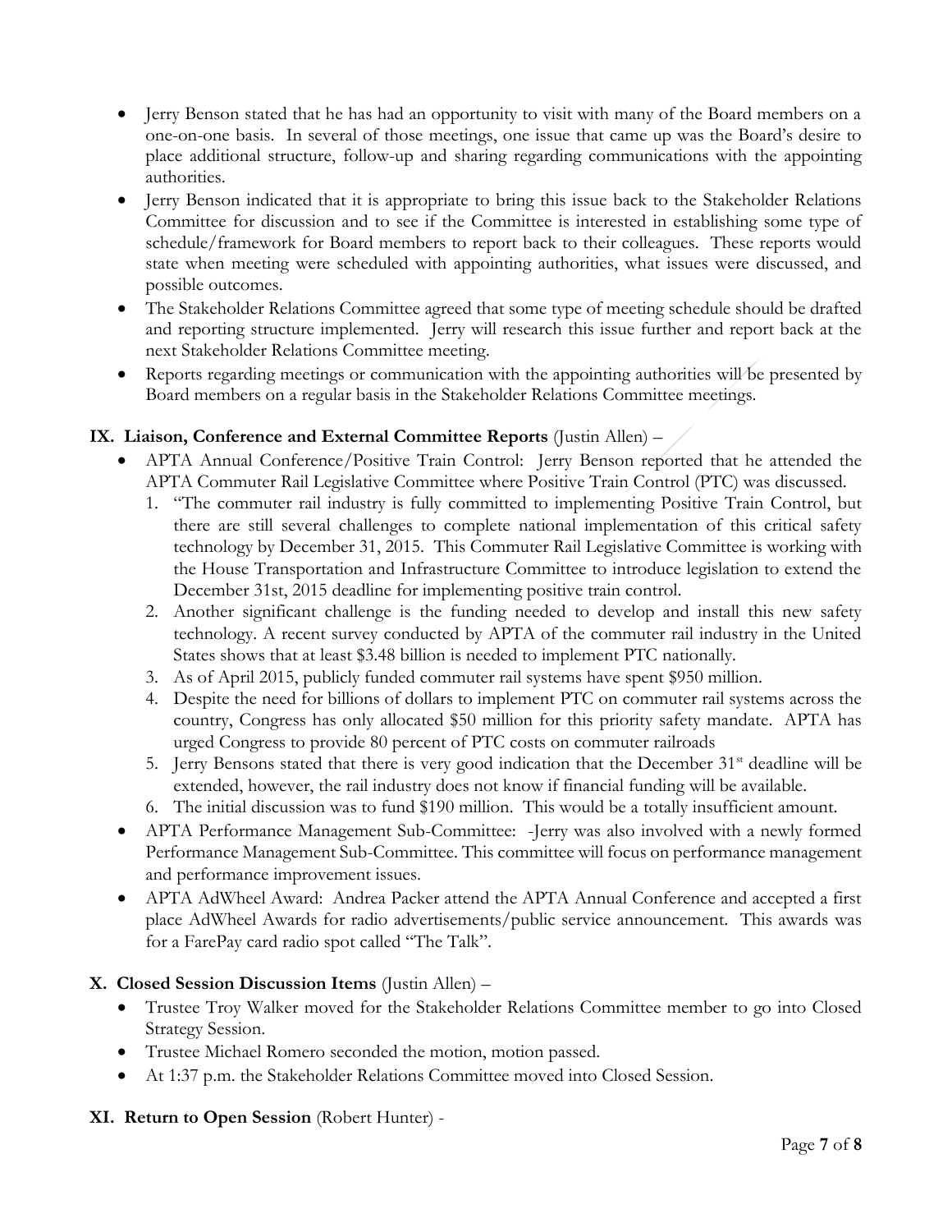- Jerry Benson stated that he has had an opportunity to visit with many of the Board members on a one-on-one basis. In several of those meetings, one issue that came up was the Board's desire to place additional structure, follow-up and sharing regarding communications with the appointing authorities.
- Jerry Benson indicated that it is appropriate to bring this issue back to the Stakeholder Relations Committee for discussion and to see if the Committee is interested in establishing some type of schedule/framework for Board members to report back to their colleagues. These reports would state when meeting were scheduled with appointing authorities, what issues were discussed, and possible outcomes.
- The Stakeholder Relations Committee agreed that some type of meeting schedule should be drafted and reporting structure implemented. Jerry will research this issue further and report back at the next Stakeholder Relations Committee meeting.
- Reports regarding meetings or communication with the appointing authorities will be presented by Board members on a regular basis in the Stakeholder Relations Committee meetings.

**IX. Liaison, Conference and External Committee Reports** (Justin Allen) –

- APTA Annual Conference/Positive Train Control: Jerry Benson reported that he attended the APTA Commuter Rail Legislative Committee where Positive Train Control (PTC) was discussed.
  1. "The commuter rail industry is fully committed to implementing Positive Train Control, but there are still several challenges to complete national implementation of this critical safety technology by December 31, 2015. This Commuter Rail Legislative Committee is working with the House Transportation and Infrastructure Committee to introduce legislation to extend the December 31st, 2015 deadline for implementing positive train control.
  2. Another significant challenge is the funding needed to develop and install this new safety technology. A recent survey conducted by APTA of the commuter rail industry in the United States shows that at least $3.48 billion is needed to implement PTC nationally.
  3. As of April 2015, publicly funded commuter rail systems have spent $950 million.
  4. Despite the need for billions of dollars to implement PTC on commuter rail systems across the country, Congress has only allocated $50 million for this priority safety mandate. APTA has urged Congress to provide 80 percent of PTC costs on commuter railroads
  5. Jerry Bensons stated that there is very good indication that the December 31st deadline will be extended, however, the rail industry does not know if financial funding will be available.
  6. The initial discussion was to fund $190 million. This would be a totally insufficient amount.
- APTA Performance Management Sub-Committee: -Jerry was also involved with a newly formed Performance Management Sub-Committee. This committee will focus on performance management and performance improvement issues.
- APTA AdWheel Award: Andrea Packer attend the APTA Annual Conference and accepted a first place AdWheel Awards for radio advertisements/public service announcement. This awards was for a FarePay card radio spot called "The Talk".

**X. Closed Session Discussion Items** (Justin Allen) –

- Trustee Troy Walker moved for the Stakeholder Relations Committee member to go into Closed Strategy Session.
- Trustee Michael Romero seconded the motion, motion passed.
- At 1:37 p.m. the Stakeholder Relations Committee moved into Closed Session.

**XI. Return to Open Session** (Robert Hunter) -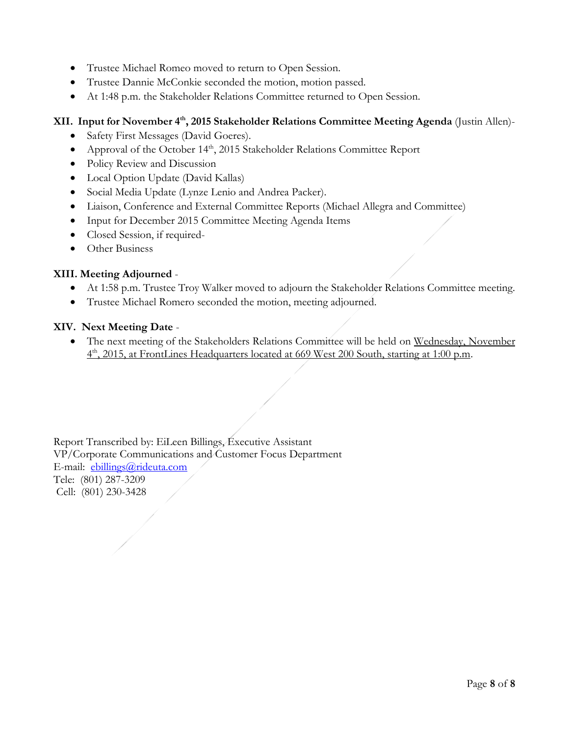- Trustee Michael Romeo moved to return to Open Session.
- Trustee Dannie McConkie seconded the motion, motion passed.
- At 1:48 p.m. the Stakeholder Relations Committee returned to Open Session.

**XII. Input for November 4th, 2015 Stakeholder Relations Committee Meeting Agenda** (Justin Allen)-

- Safety First Messages (David Goeres).
- Approval of the October 14th, 2015 Stakeholder Relations Committee Report
- Policy Review and Discussion
- Local Option Update (David Kallas)
- Social Media Update (Lynze Lenio and Andrea Packer).
- Liaison, Conference and External Committee Reports (Michael Allegra and Committee)
- Input for December 2015 Committee Meeting Agenda Items
- Closed Session, if required-
- Other Business

**XIII. Meeting Adjourned** -

- At 1:58 p.m. Trustee Troy Walker moved to adjourn the Stakeholder Relations Committee meeting.
- Trustee Michael Romero seconded the motion, meeting adjourned.

**XIV. Next Meeting Date** -

- The next meeting of the Stakeholders Relations Committee will be held on Wednesday, November 4th, 2015, at FrontLines Headquarters located at 669 West 200 South, starting at 1:00 p.m.

Report Transcribed by: EiLeen Billings, Executive Assistant
VP/Corporate Communications and Customer Focus Department
E-mail: ebillings@rideuta.com
Tele: (801) 287-3209
Cell: (801) 230-3428